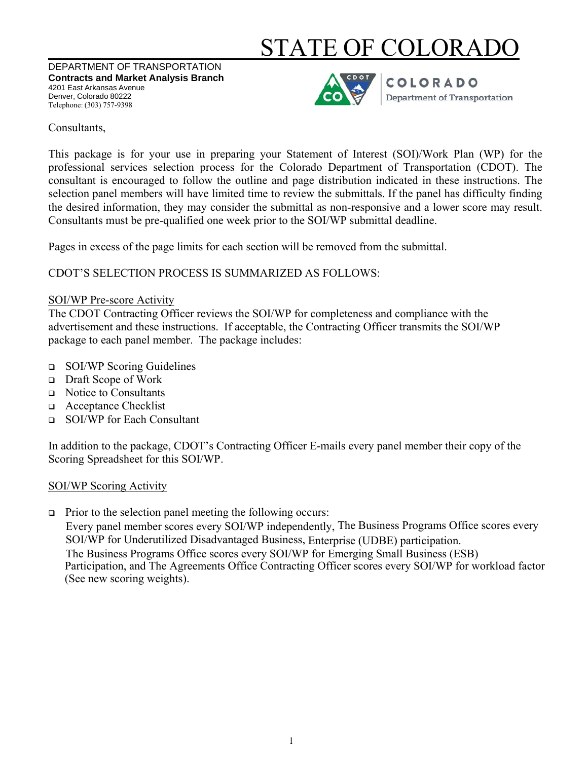# STATE OF COLORADO

DEPARTMENT OF TRANSPORTATION
**Contracts and Market Analysis Branch**
4201 East Arkansas Avenue
Denver, Colorado 80222
Telephone: (303) 757-9398

COLORADO
Department of Transportation

Consultants,

This package is for your use in preparing your Statement of Interest (SOI)/Work Plan (WP) for the professional services selection process for the Colorado Department of Transportation (CDOT). The consultant is encouraged to follow the outline and page distribution indicated in these instructions. The selection panel members will have limited time to review the submittals. If the panel has difficulty finding the desired information, they may consider the submittal as non-responsive and a lower score may result. Consultants must be pre-qualified one week prior to the SOI/WP submittal deadline.

Pages in excess of the page limits for each section will be removed from the submittal.

CDOT'S SELECTION PROCESS IS SUMMARIZED AS FOLLOWS:

<u>SOI/WP Pre-score Activity</u>

The CDOT Contracting Officer reviews the SOI/WP for completeness and compliance with the advertisement and these instructions. If acceptable, the Contracting Officer transmits the SOI/WP package to each panel member. The package includes:

- SOI/WP Scoring Guidelines
- Draft Scope of Work
- Notice to Consultants
- Acceptance Checklist
- SOI/WP for Each Consultant

In addition to the package, CDOT's Contracting Officer E-mails every panel member their copy of the Scoring Spreadsheet for this SOI/WP.

<u>SOI/WP Scoring Activity</u>

- Prior to the selection panel meeting the following occurs:
  Every panel member scores every SOI/WP independently, The Business Programs Office scores every SOI/WP for Underutilized Disadvantaged Business, Enterprise (UDBE) participation.
  The Business Programs Office scores every SOI/WP for Emerging Small Business (ESB) Participation, and The Agreements Office Contracting Officer scores every SOI/WP for workload factor (See new scoring weights).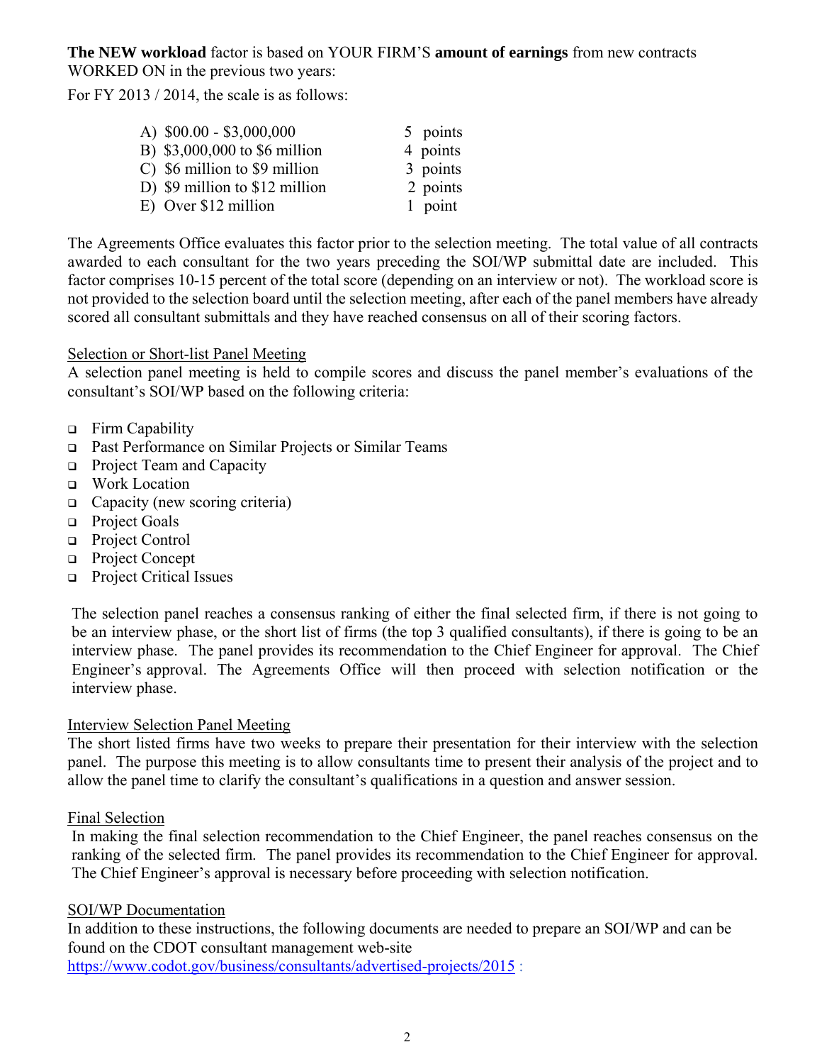**The NEW workload** factor is based on YOUR FIRM'S **amount of earnings** from new contracts WORKED ON in the previous two years:

For FY 2013 / 2014, the scale is as follows:

| | |
|---|---|
| A) $00.00 - $3,000,000 | 5 points |
| B) $3,000,000 to $6 million | 4 points |
| C) $6 million to $9 million | 3 points |
| D) $9 million to $12 million | 2 points |
| E) Over $12 million | 1 point |

The Agreements Office evaluates this factor prior to the selection meeting. The total value of all contracts awarded to each consultant for the two years preceding the SOI/WP submittal date are included. This factor comprises 10-15 percent of the total score (depending on an interview or not). The workload score is not provided to the selection board until the selection meeting, after each of the panel members have already scored all consultant submittals and they have reached consensus on all of their scoring factors.

Selection or Short-list Panel Meeting

A selection panel meeting is held to compile scores and discuss the panel member's evaluations of the consultant's SOI/WP based on the following criteria:

- Firm Capability
- Past Performance on Similar Projects or Similar Teams
- Project Team and Capacity
- Work Location
- Capacity (new scoring criteria)
- Project Goals
- Project Control
- Project Concept
- Project Critical Issues

The selection panel reaches a consensus ranking of either the final selected firm, if there is not going to be an interview phase, or the short list of firms (the top 3 qualified consultants), if there is going to be an interview phase. The panel provides its recommendation to the Chief Engineer for approval. The Chief Engineer's approval. The Agreements Office will then proceed with selection notification or the interview phase.

Interview Selection Panel Meeting

The short listed firms have two weeks to prepare their presentation for their interview with the selection panel. The purpose this meeting is to allow consultants time to present their analysis of the project and to allow the panel time to clarify the consultant's qualifications in a question and answer session.

Final Selection

In making the final selection recommendation to the Chief Engineer, the panel reaches consensus on the ranking of the selected firm. The panel provides its recommendation to the Chief Engineer for approval. The Chief Engineer's approval is necessary before proceeding with selection notification.

SOI/WP Documentation

In addition to these instructions, the following documents are needed to prepare an SOI/WP and can be found on the CDOT consultant management web-site https://www.codot.gov/business/consultants/advertised-projects/2015 :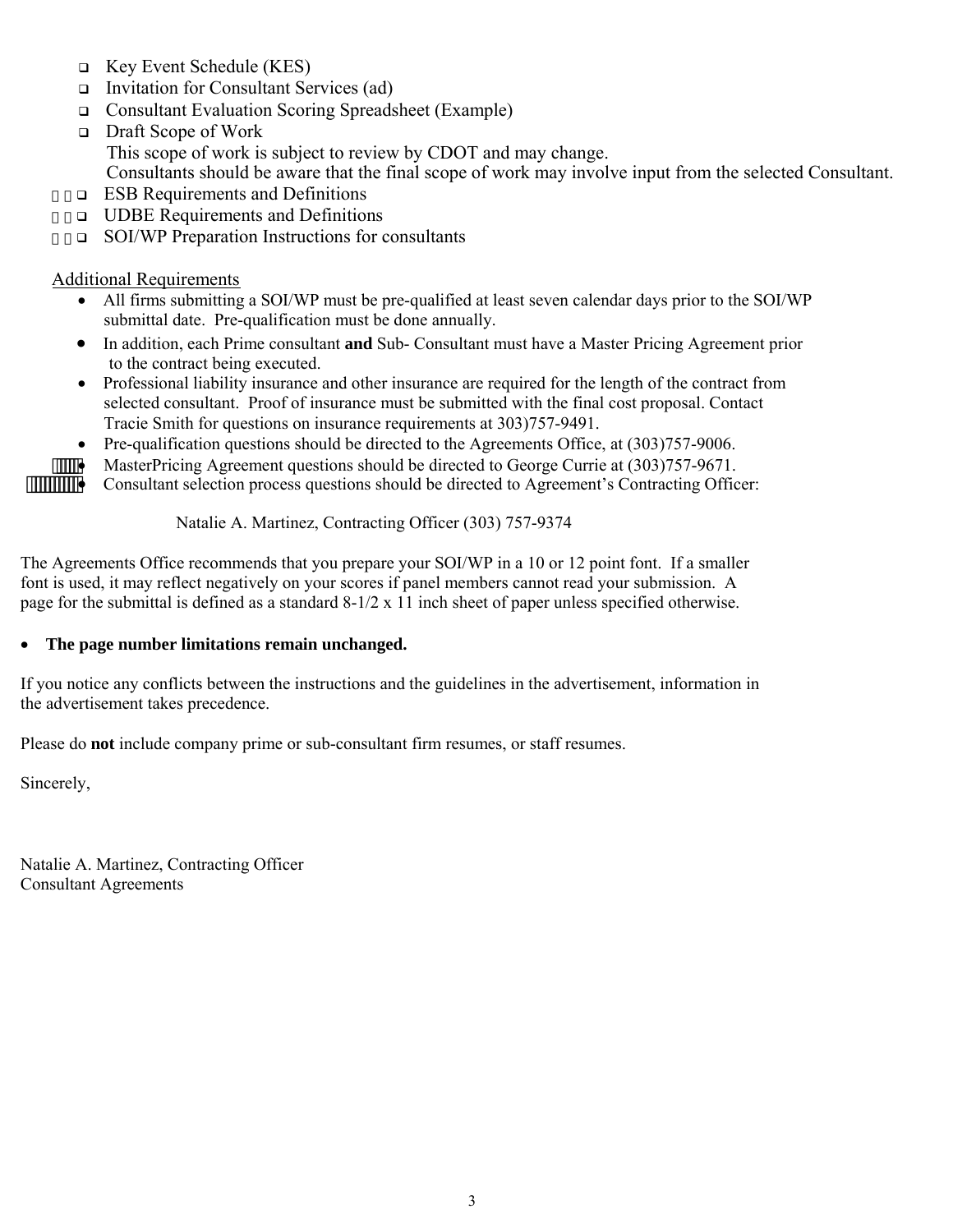- Key Event Schedule (KES)
- Invitation for Consultant Services (ad)
- Consultant Evaluation Scoring Spreadsheet (Example)
- Draft Scope of Work
  This scope of work is subject to review by CDOT and may change.
  Consultants should be aware that the final scope of work may involve input from the selected Consultant.
- ESB Requirements and Definitions
- UDBE Requirements and Definitions
- SOI/WP Preparation Instructions for consultants

Additional Requirements

- All firms submitting a SOI/WP must be pre-qualified at least seven calendar days prior to the SOI/WP submittal date. Pre-qualification must be done annually.
- In addition, each Prime consultant **and** Sub- Consultant must have a Master Pricing Agreement prior to the contract being executed.
- Professional liability insurance and other insurance are required for the length of the contract from selected consultant. Proof of insurance must be submitted with the final cost proposal. Contact Tracie Smith for questions on insurance requirements at 303)757-9491.
- Pre-qualification questions should be directed to the Agreements Office, at (303)757-9006.
- MasterPricing Agreement questions should be directed to George Currie at (303)757-9671.
- Consultant selection process questions should be directed to Agreement's Contracting Officer:

  Natalie A. Martinez, Contracting Officer (303) 757-9374

The Agreements Office recommends that you prepare your SOI/WP in a 10 or 12 point font. If a smaller font is used, it may reflect negatively on your scores if panel members cannot read your submission. A page for the submittal is defined as a standard 8-1/2 x 11 inch sheet of paper unless specified otherwise.

- **The page number limitations remain unchanged.**

If you notice any conflicts between the instructions and the guidelines in the advertisement, information in the advertisement takes precedence.

Please do **not** include company prime or sub-consultant firm resumes, or staff resumes.

Sincerely,

Natalie A. Martinez, Contracting Officer
Consultant Agreements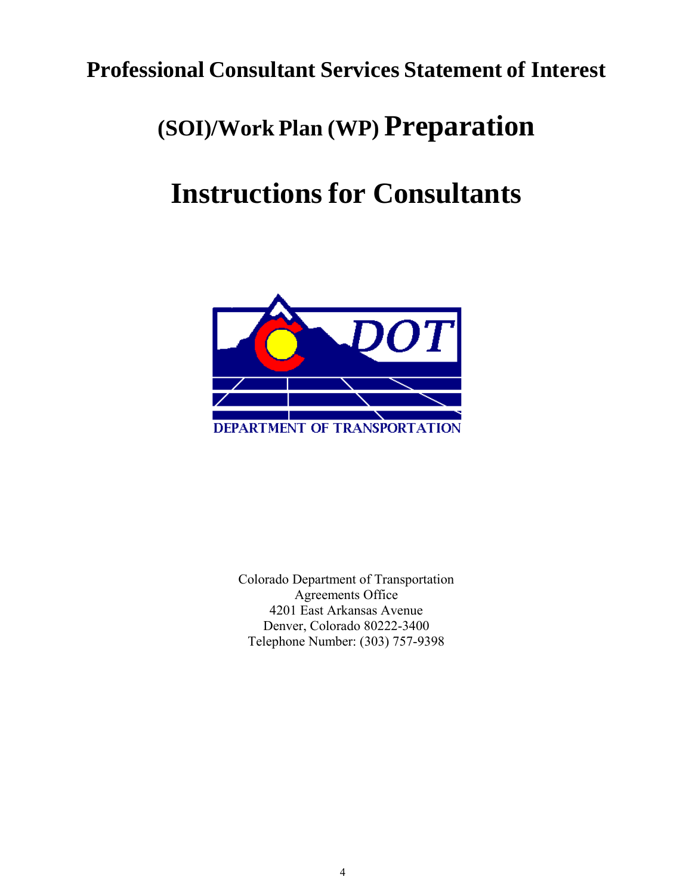# Professional Consultant Services Statement of Interest (SOI)/Work Plan (WP) Preparation

# Instructions for Consultants

Colorado Department of Transportation
Agreements Office
4201 East Arkansas Avenue
Denver, Colorado 80222-3400
Telephone Number: (303) 757-9398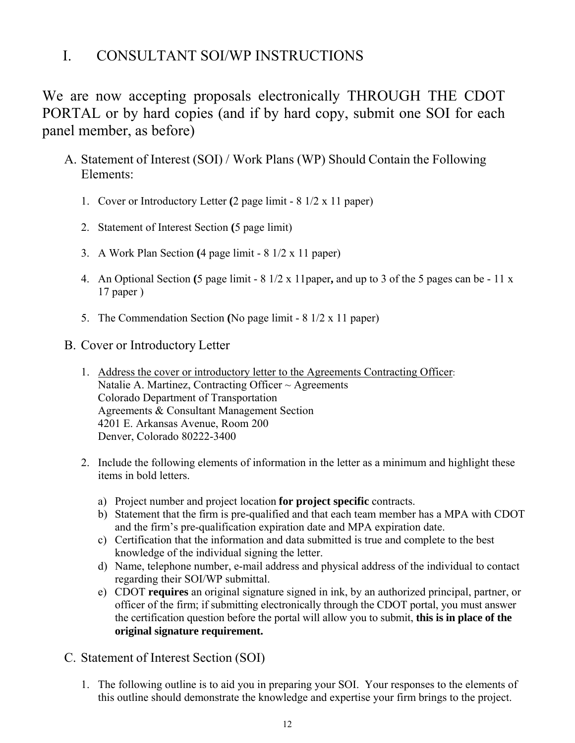# I. CONSULTANT SOI/WP INSTRUCTIONS

We are now accepting proposals electronically THROUGH THE CDOT PORTAL or by hard copies (and if by hard copy, submit one SOI for each panel member, as before)

## A. Statement of Interest (SOI) / Work Plans (WP) Should Contain the Following Elements:

1. Cover or Introductory Letter **(**2 page limit - 8 1/2 x 11 paper)
2. Statement of Interest Section **(**5 page limit)
3. A Work Plan Section **(**4 page limit - 8 1/2 x 11 paper)
4. An Optional Section **(**5 page limit - 8 1/2 x 11paper**,** and up to 3 of the 5 pages can be - 11 x 17 paper )
5. The Commendation Section **(**No page limit - 8 1/2 x 11 paper)

## B. Cover or Introductory Letter

1. <u>Address the cover or introductory letter to the Agreements Contracting Officer</u>:
   Natalie A. Martinez, Contracting Officer ~ Agreements
   Colorado Department of Transportation
   Agreements & Consultant Management Section
   4201 E. Arkansas Avenue, Room 200
   Denver, Colorado 80222-3400
2. Include the following elements of information in the letter as a minimum and highlight these items in bold letters.
   a) Project number and project location **for project specific** contracts.
   b) Statement that the firm is pre-qualified and that each team member has a MPA with CDOT and the firm's pre-qualification expiration date and MPA expiration date.
   c) Certification that the information and data submitted is true and complete to the best knowledge of the individual signing the letter.
   d) Name, telephone number, e-mail address and physical address of the individual to contact regarding their SOI/WP submittal.
   e) CDOT **requires** an original signature signed in ink, by an authorized principal, partner, or officer of the firm; if submitting electronically through the CDOT portal, you must answer the certification question before the portal will allow you to submit, **this is in place of the original signature requirement.**

## C. Statement of Interest Section (SOI)

1. The following outline is to aid you in preparing your SOI. Your responses to the elements of this outline should demonstrate the knowledge and expertise your firm brings to the project.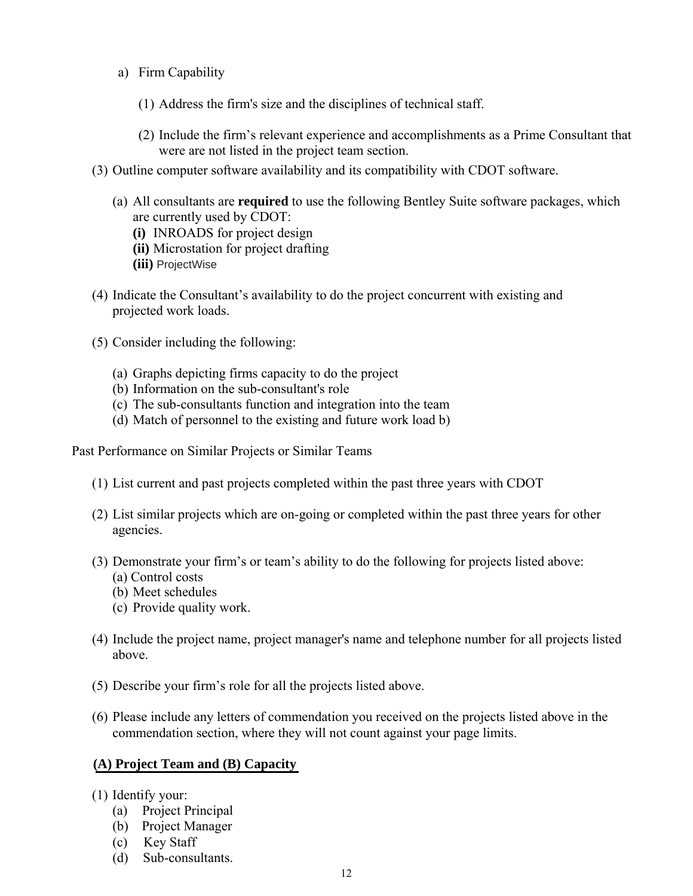a) Firm Capability

   (1) Address the firm's size and the disciplines of technical staff.

   (2) Include the firm's relevant experience and accomplishments as a Prime Consultant that were are not listed in the project team section.

(3) Outline computer software availability and its compatibility with CDOT software.

   (a) All consultants are **required** to use the following Bentley Suite software packages, which are currently used by CDOT:
   **(i)** INROADS for project design
   **(ii)** Microstation for project drafting
   **(iii)** ProjectWise

(4) Indicate the Consultant's availability to do the project concurrent with existing and projected work loads.

(5) Consider including the following:

   (a) Graphs depicting firms capacity to do the project
   (b) Information on the sub-consultant's role
   (c) The sub-consultants function and integration into the team
   (d) Match of personnel to the existing and future work load b)

Past Performance on Similar Projects or Similar Teams

(1) List current and past projects completed within the past three years with CDOT

(2) List similar projects which are on-going or completed within the past three years for other agencies.

(3) Demonstrate your firm's or team's ability to do the following for projects listed above:
   (a) Control costs
   (b) Meet schedules
   (c) Provide quality work.

(4) Include the project name, project manager's name and telephone number for all projects listed above.

(5) Describe your firm's role for all the projects listed above.

(6) Please include any letters of commendation you received on the projects listed above in the commendation section, where they will not count against your page limits.

**(A) Project Team and (B) Capacity**

(1) Identify your:
   (a) Project Principal
   (b) Project Manager
   (c) Key Staff
   (d) Sub-consultants.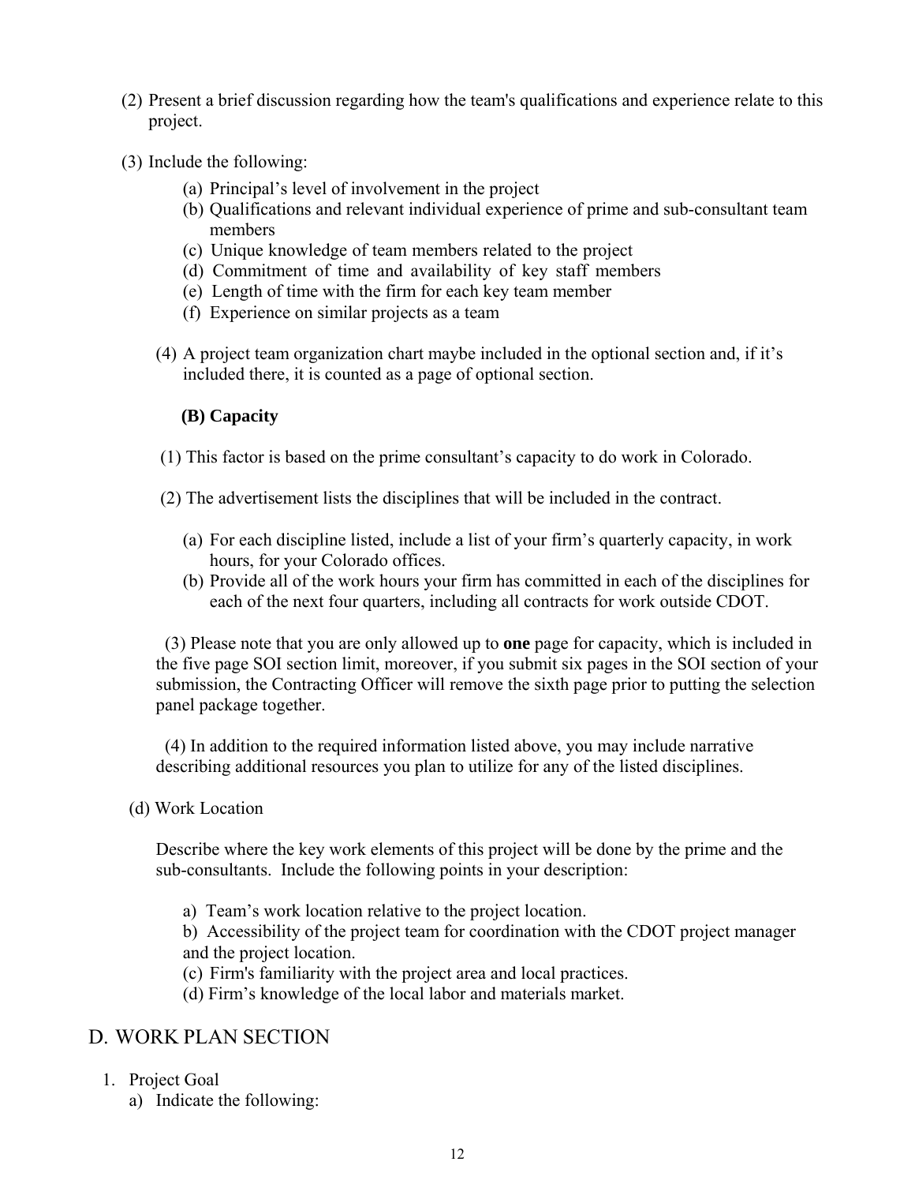(2) Present a brief discussion regarding how the team's qualifications and experience relate to this project.

(3) Include the following:

(a) Principal's level of involvement in the project
(b) Qualifications and relevant individual experience of prime and sub-consultant team members
(c) Unique knowledge of team members related to the project
(d) Commitment of time and availability of key staff members
(e) Length of time with the firm for each key team member
(f) Experience on similar projects as a team

(4) A project team organization chart maybe included in the optional section and, if it's included there, it is counted as a page of optional section.

**(B) Capacity**

(1) This factor is based on the prime consultant's capacity to do work in Colorado.

(2) The advertisement lists the disciplines that will be included in the contract.

(a) For each discipline listed, include a list of your firm's quarterly capacity, in work hours, for your Colorado offices.
(b) Provide all of the work hours your firm has committed in each of the disciplines for each of the next four quarters, including all contracts for work outside CDOT.

(3) Please note that you are only allowed up to **one** page for capacity, which is included in the five page SOI section limit, moreover, if you submit six pages in the SOI section of your submission, the Contracting Officer will remove the sixth page prior to putting the selection panel package together.

(4) In addition to the required information listed above, you may include narrative describing additional resources you plan to utilize for any of the listed disciplines.

(d) Work Location

Describe where the key work elements of this project will be done by the prime and the sub-consultants. Include the following points in your description:

a) Team's work location relative to the project location.
b) Accessibility of the project team for coordination with the CDOT project manager and the project location.
(c) Firm's familiarity with the project area and local practices.
(d) Firm's knowledge of the local labor and materials market.

## D. WORK PLAN SECTION

1. Project Goal
   a) Indicate the following: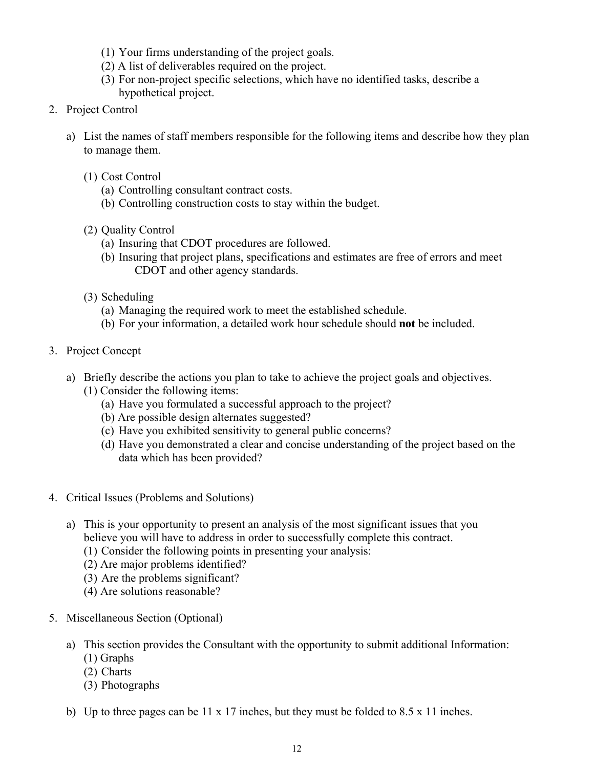(1) Your firms understanding of the project goals.
(2) A list of deliverables required on the project.
(3) For non-project specific selections, which have no identified tasks, describe a hypothetical project.

2. Project Control

   a) List the names of staff members responsible for the following items and describe how they plan to manage them.

      (1) Cost Control
         (a) Controlling consultant contract costs.
         (b) Controlling construction costs to stay within the budget.

      (2) Quality Control
         (a) Insuring that CDOT procedures are followed.
         (b) Insuring that project plans, specifications and estimates are free of errors and meet CDOT and other agency standards.

      (3) Scheduling
         (a) Managing the required work to meet the established schedule.
         (b) For your information, a detailed work hour schedule should **not** be included.

3. Project Concept

   a) Briefly describe the actions you plan to take to achieve the project goals and objectives.
      (1) Consider the following items:
         (a) Have you formulated a successful approach to the project?
         (b) Are possible design alternates suggested?
         (c) Have you exhibited sensitivity to general public concerns?
         (d) Have you demonstrated a clear and concise understanding of the project based on the data which has been provided?

4. Critical Issues (Problems and Solutions)

   a) This is your opportunity to present an analysis of the most significant issues that you believe you will have to address in order to successfully complete this contract.
      (1) Consider the following points in presenting your analysis:
      (2) Are major problems identified?
      (3) Are the problems significant?
      (4) Are solutions reasonable?

5. Miscellaneous Section (Optional)

   a) This section provides the Consultant with the opportunity to submit additional Information:
      (1) Graphs
      (2) Charts
      (3) Photographs

   b) Up to three pages can be 11 x 17 inches, but they must be folded to 8.5 x 11 inches.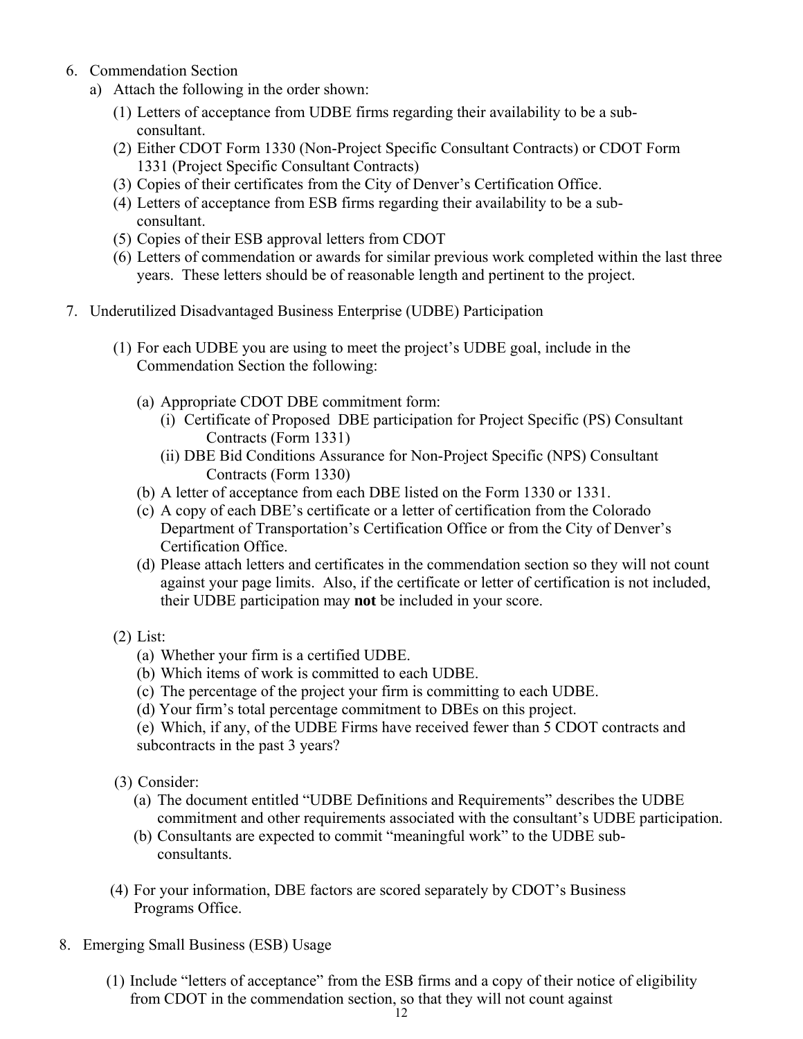6. Commendation Section
   a) Attach the following in the order shown:
      (1) Letters of acceptance from UDBE firms regarding their availability to be a sub-consultant.
      (2) Either CDOT Form 1330 (Non-Project Specific Consultant Contracts) or CDOT Form 1331 (Project Specific Consultant Contracts)
      (3) Copies of their certificates from the City of Denver's Certification Office.
      (4) Letters of acceptance from ESB firms regarding their availability to be a sub-consultant.
      (5) Copies of their ESB approval letters from CDOT
      (6) Letters of commendation or awards for similar previous work completed within the last three years. These letters should be of reasonable length and pertinent to the project.

7. Underutilized Disadvantaged Business Enterprise (UDBE) Participation

   (1) For each UDBE you are using to meet the project's UDBE goal, include in the Commendation Section the following:

      (a) Appropriate CDOT DBE commitment form:
         (i) Certificate of Proposed DBE participation for Project Specific (PS) Consultant Contracts (Form 1331)
         (ii) DBE Bid Conditions Assurance for Non-Project Specific (NPS) Consultant Contracts (Form 1330)
      (b) A letter of acceptance from each DBE listed on the Form 1330 or 1331.
      (c) A copy of each DBE's certificate or a letter of certification from the Colorado Department of Transportation's Certification Office or from the City of Denver's Certification Office.
      (d) Please attach letters and certificates in the commendation section so they will not count against your page limits. Also, if the certificate or letter of certification is not included, their UDBE participation may **not** be included in your score.

   (2) List:
      (a) Whether your firm is a certified UDBE.
      (b) Which items of work is committed to each UDBE.
      (c) The percentage of the project your firm is committing to each UDBE.
      (d) Your firm's total percentage commitment to DBEs on this project.
      (e) Which, if any, of the UDBE Firms have received fewer than 5 CDOT contracts and subcontracts in the past 3 years?

   (3) Consider:
      (a) The document entitled "UDBE Definitions and Requirements" describes the UDBE commitment and other requirements associated with the consultant's UDBE participation.
      (b) Consultants are expected to commit "meaningful work" to the UDBE sub-consultants.

   (4) For your information, DBE factors are scored separately by CDOT's Business Programs Office.

8. Emerging Small Business (ESB) Usage

   (1) Include "letters of acceptance" from the ESB firms and a copy of their notice of eligibility from CDOT in the commendation section, so that they will not count against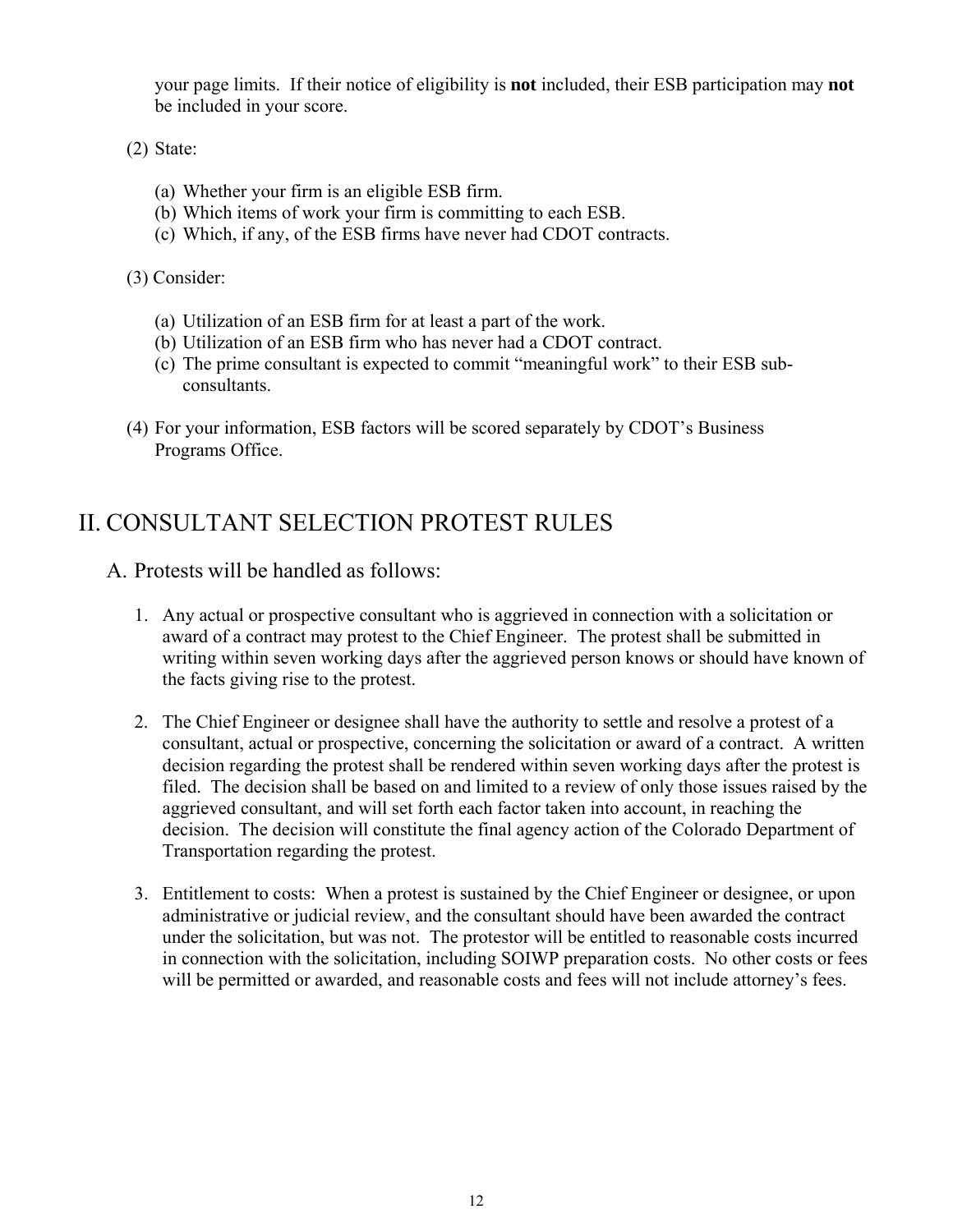your page limits. If their notice of eligibility is **not** included, their ESB participation may **not** be included in your score.

(2) State:

(a) Whether your firm is an eligible ESB firm.
(b) Which items of work your firm is committing to each ESB.
(c) Which, if any, of the ESB firms have never had CDOT contracts.

(3) Consider:

(a) Utilization of an ESB firm for at least a part of the work.
(b) Utilization of an ESB firm who has never had a CDOT contract.
(c) The prime consultant is expected to commit "meaningful work" to their ESB sub-consultants.

(4) For your information, ESB factors will be scored separately by CDOT's Business Programs Office.

# II. CONSULTANT SELECTION PROTEST RULES

## A. Protests will be handled as follows:

1. Any actual or prospective consultant who is aggrieved in connection with a solicitation or award of a contract may protest to the Chief Engineer. The protest shall be submitted in writing within seven working days after the aggrieved person knows or should have known of the facts giving rise to the protest.

2. The Chief Engineer or designee shall have the authority to settle and resolve a protest of a consultant, actual or prospective, concerning the solicitation or award of a contract. A written decision regarding the protest shall be rendered within seven working days after the protest is filed. The decision shall be based on and limited to a review of only those issues raised by the aggrieved consultant, and will set forth each factor taken into account, in reaching the decision. The decision will constitute the final agency action of the Colorado Department of Transportation regarding the protest.

3. Entitlement to costs: When a protest is sustained by the Chief Engineer or designee, or upon administrative or judicial review, and the consultant should have been awarded the contract under the solicitation, but was not. The protestor will be entitled to reasonable costs incurred in connection with the solicitation, including SOIWP preparation costs. No other costs or fees will be permitted or awarded, and reasonable costs and fees will not include attorney's fees.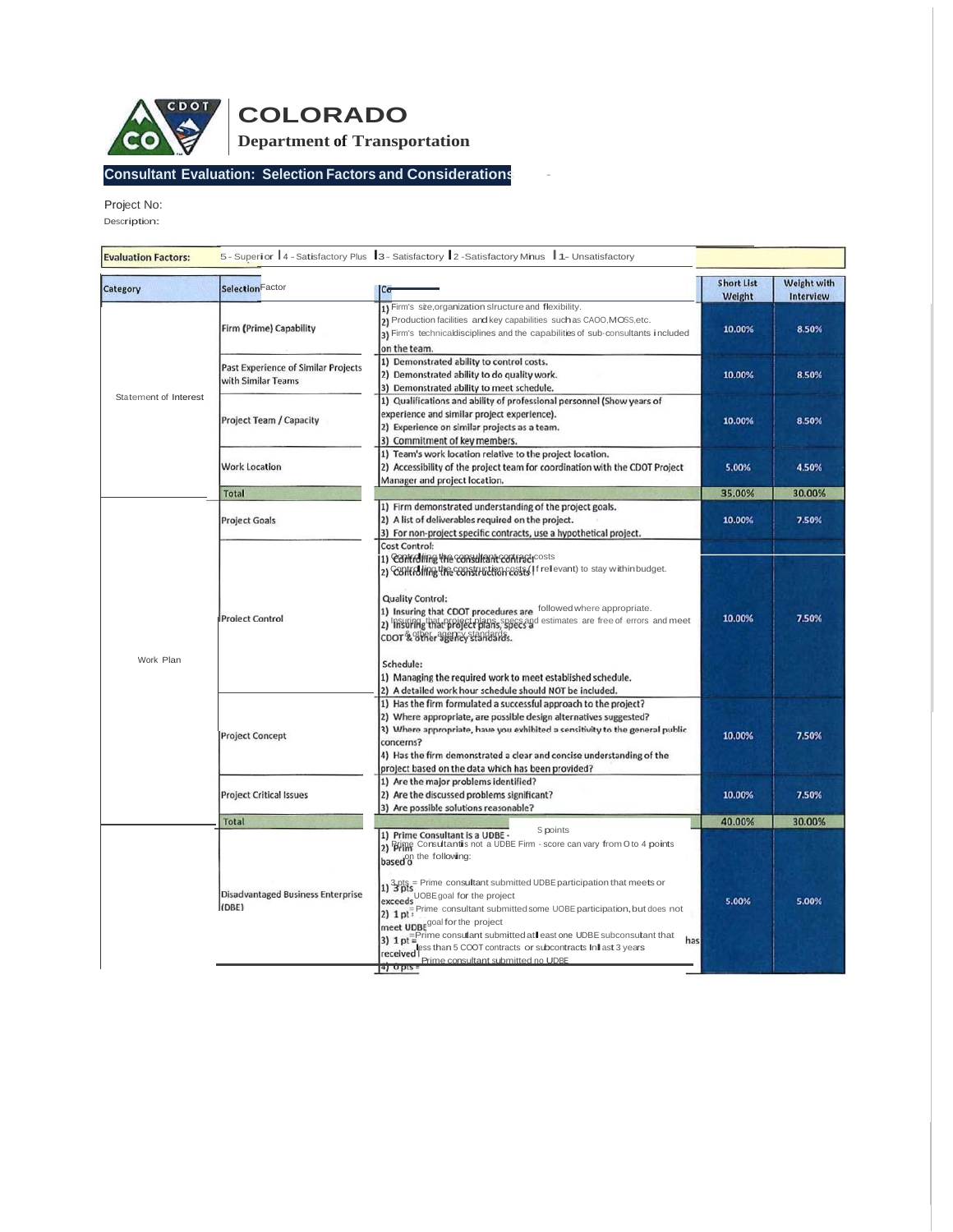# COLORADO

**Department of Transportation**

## Consultant Evaluation: Selection Factors and Considerations

Project No:

Description:

| Evaluation Factors: | 5 - Superior \| 4 - Satisfactory Plus \| 3 - Satisfactory \| 2 - Satisfactory Minus \| 1 - Unsatisfactory | | | |
|---|---|---|---|---|
| **Category** | **Selection Factor** | **Co** | **Short List Weight** | **Weight with Interview** |
| Statement of Interest | Firm (Prime) Capability | 1) Firm's size, organization structure and flexibility.<br>2) Production facilities and key capabilities such as CAOO, MOSS, etc.<br>3) Firm's technical disciplines and the capabilities of sub-consultants included on the team. | 10.00% | 8.50% |
| | Past Experience of Similar Projects with Similar Teams | 1) Demonstrated ability to control costs.<br>2) Demonstrated ability to do quality work.<br>3) Demonstrated ability to meet schedule. | 10.00% | 8.50% |
| | Project Team / Capacity | 1) Qualifications and ability of professional personnel (Show years of experience and similar project experience).<br>2) Experience on similar projects as a team.<br>3) Commitment of key members. | 10.00% | 8.50% |
| | Work Location | 1) Team's work location relative to the project location.<br>2) Accessibility of the project team for coordination with the CDOT Project Manager and project location. | 5.00% | 4.50% |
| | Total | | 35.00% | 30.00% |
| Work Plan | Project Goals | 1) Firm demonstrated understanding of the project goals.<br>2) A list of deliverables required on the project.<br>3) For non-project specific contracts, use a hypothetical project. | 10.00% | 7.50% |
| | Project Control | Cost Control:<br>1) Controlling the consultant contract costs<br>2) Controlling the construction costs (if relevant) to stay within budget.<br><br>Quality Control:<br>1) Insuring that CDOT procedures are followed where appropriate.<br>2) Insuring that project plans, specs and estimates are free of errors and meet CDOT & other agency standards.<br><br>Schedule:<br>1) Managing the required work to meet established schedule.<br>2) A detailed work hour schedule should NOT be included. | 10.00% | 7.50% |
| | Project Concept | 1) Has the firm formulated a successful approach to the project?<br>2) Where appropriate, are possible design alternatives suggested?<br>3) Where appropriate, have you exhibited a sensitivity to the general public concerns?<br>4) Has the firm demonstrated a clear and concise understanding of the project based on the data which has been provided? | 10.00% | 7.50% |
| | Project Critical Issues | 1) Are the major problems identified?<br>2) Are the discussed problems significant?<br>3) Are possible solutions reasonable? | 10.00% | 7.50% |
| | Total | | 40.00% | 30.00% |
| | Disadvantaged Business Enterprise (DBE) | 1) Prime Consultant is a UDBE - 5 points<br>2) Prime Consultant is not a UDBE Firm - score can vary from 0 to 4 points based on the following:<br><br>1) 3 pts = Prime consultant submitted UDBE participation that meets or exceeds UDBE goal for the project<br>2) 1 pt = Prime consultant submitted some UDBE participation, but does not meet UDBE goal for the project<br>3) 1 pt = Prime consultant submitted at least one UDBE subconsultant that has received less than 5 CDOT contracts or subcontracts in last 3 years<br>4) 0 pts = Prime consultant submitted no UDBE | 5.00% | 5.00% |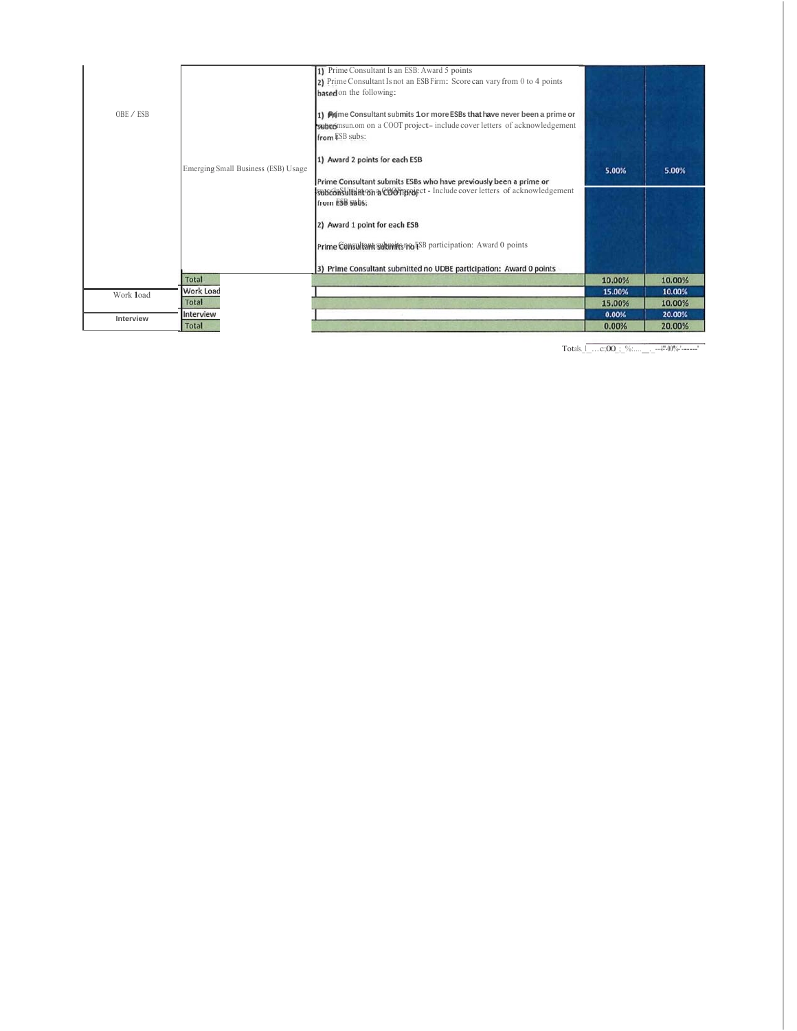| | | | | |
|---|---|---|---|---|
| OBE / ESB | Emerging Small Business (ESB) Usage | 1) Prime Consultant Is an ESB: Award 5 points<br>2) Prime Consultant Is not an ESB Firm: Score can vary from 0 to 4 points based on the following:<br><br>1) Prime Consultant submits 1 or more ESBs that have never been a prime or subconsultant on a COOT project - include cover letters of acknowledgement from ESB subs:<br><br>1) Award 2 points for each ESB<br><br>Prime Consultant submits ESBs who have previously been a prime or subconsultant on a COOT project - Include cover letters of acknowledgement from ESB subs:<br><br>2) Award 1 point for each ESB<br><br>Prime Consultant submits no ESB participation: Award 0 points<br><br>3) Prime Consultant submitted no UDBE participation: Award 0 points | 5.00% | 5.00% |
| | Total | | 10.00% | 10.00% |
| Work Load | Work Load | | 15.00% | 10.00% |
| | Total | | 15.00% | 10.00% |
| Interview | Interview | | 0.00% | 20.00% |
| | Total | | 0.00% | 20.00% |

Totals ...c:OO ; %: ... --!"-00%'